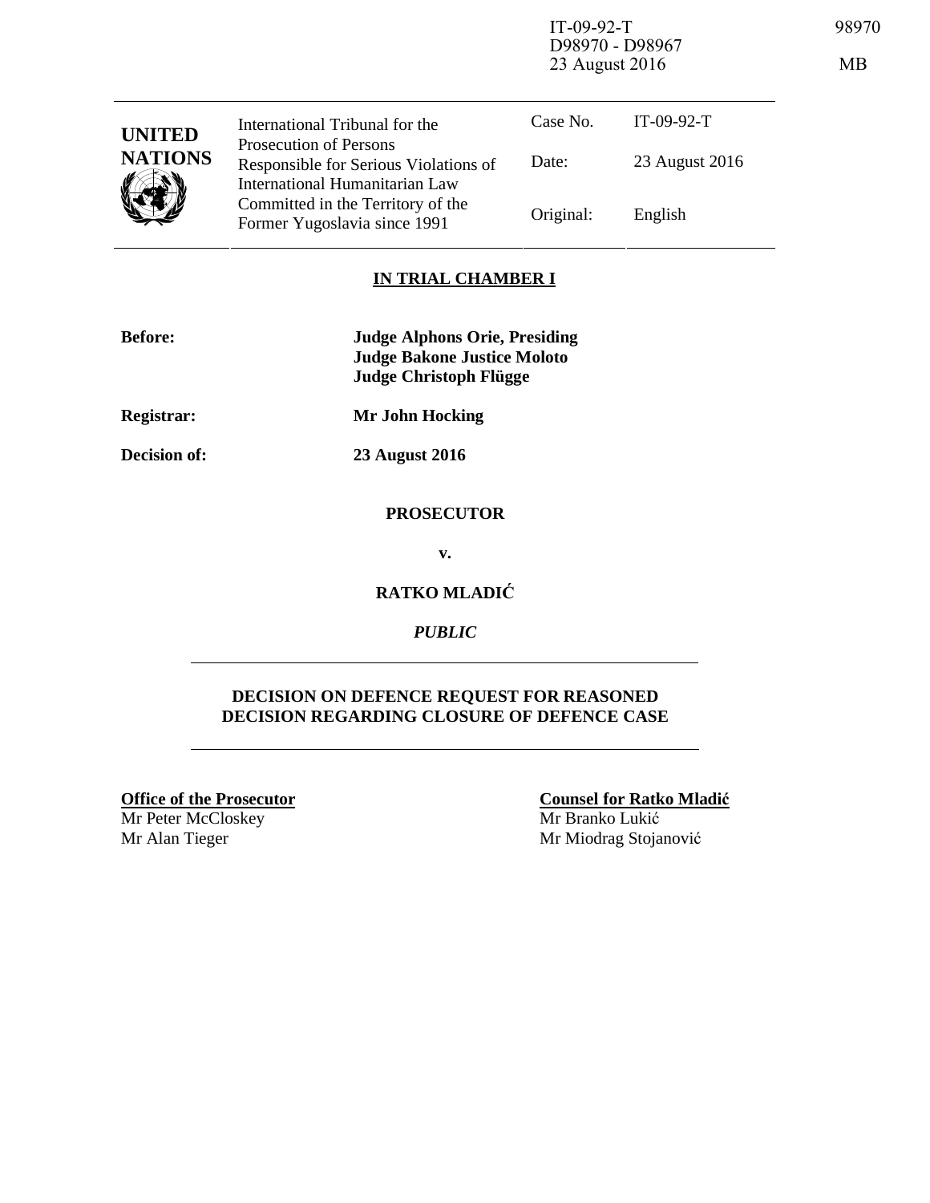IT-09-92-T
D98970 - D98967
23 August 2016

98970

MB

| UNITED NATIONS | International Tribunal for the Prosecution of Persons Responsible for Serious Violations of International Humanitarian Law Committed in the Territory of the Former Yugoslavia since 1991 | Case No. | IT-09-92-T |
|---|---|---|---|
| | | Date: | 23 August 2016 |
| | | Original: | English |

**IN TRIAL CHAMBER I**

**Before:** **Judge Alphons Orie, Presiding**
**Judge Bakone Justice Moloto**
**Judge Christoph Flügge**

**Registrar:** **Mr John Hocking**

**Decision of:** **23 August 2016**

**PROSECUTOR**

**v.**

**RATKO MLADIĆ**

***PUBLIC***

**DECISION ON DEFENCE REQUEST FOR REASONED DECISION REGARDING CLOSURE OF DEFENCE CASE**

**Office of the Prosecutor**
Mr Peter McCloskey
Mr Alan Tieger

**Counsel for Ratko Mladić**
Mr Branko Lukić
Mr Miodrag Stojanović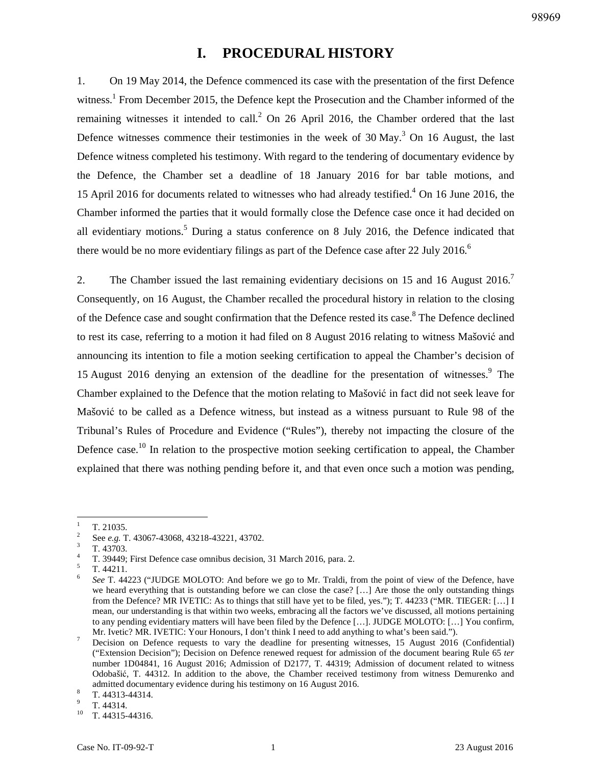# I. PROCEDURAL HISTORY

1. On 19 May 2014, the Defence commenced its case with the presentation of the first Defence witness.[1] From December 2015, the Defence kept the Prosecution and the Chamber informed of the remaining witnesses it intended to call.[2] On 26 April 2016, the Chamber ordered that the last Defence witnesses commence their testimonies in the week of 30 May.[3] On 16 August, the last Defence witness completed his testimony. With regard to the tendering of documentary evidence by the Defence, the Chamber set a deadline of 18 January 2016 for bar table motions, and 15 April 2016 for documents related to witnesses who had already testified.[4] On 16 June 2016, the Chamber informed the parties that it would formally close the Defence case once it had decided on all evidentiary motions.[5] During a status conference on 8 July 2016, the Defence indicated that there would be no more evidentiary filings as part of the Defence case after 22 July 2016.[6]

2. The Chamber issued the last remaining evidentiary decisions on 15 and 16 August 2016.[7] Consequently, on 16 August, the Chamber recalled the procedural history in relation to the closing of the Defence case and sought confirmation that the Defence rested its case.[8] The Defence declined to rest its case, referring to a motion it had filed on 8 August 2016 relating to witness Mašović and announcing its intention to file a motion seeking certification to appeal the Chamber's decision of 15 August 2016 denying an extension of the deadline for the presentation of witnesses.[9] The Chamber explained to the Defence that the motion relating to Mašović in fact did not seek leave for Mašović to be called as a Defence witness, but instead as a witness pursuant to Rule 98 of the Tribunal's Rules of Procedure and Evidence ("Rules"), thereby not impacting the closure of the Defence case.[10] In relation to the prospective motion seeking certification to appeal, the Chamber explained that there was nothing pending before it, and that even once such a motion was pending,

---

[1] T. 21035.

[2] See *e.g.* T. 43067-43068, 43218-43221, 43702.

[3] T. 43703.

[4] T. 39449; First Defence case omnibus decision, 31 March 2016, para. 2.

[5] T. 44211.

[6] *See* T. 44223 ("JUDGE MOLOTO: And before we go to Mr. Traldi, from the point of view of the Defence, have we heard everything that is outstanding before we can close the case? […] Are those the only outstanding things from the Defence? MR IVETIC: As to things that still have yet to be filed, yes."); T. 44233 ("MR. TIEGER: […] I mean, our understanding is that within two weeks, embracing all the factors we've discussed, all motions pertaining to any pending evidentiary matters will have been filed by the Defence […]. JUDGE MOLOTO: […] You confirm, Mr. Ivetic? MR. IVETIC: Your Honours, I don't think I need to add anything to what's been said.").

[7] Decision on Defence requests to vary the deadline for presenting witnesses, 15 August 2016 (Confidential) ("Extension Decision"); Decision on Defence renewed request for admission of the document bearing Rule 65 *ter* number 1D04841, 16 August 2016; Admission of D2177, T. 44319; Admission of document related to witness Odobašić, T. 44312. In addition to the above, the Chamber received testimony from witness Demurenko and admitted documentary evidence during his testimony on 16 August 2016.

[8] T. 44313-44314.

[9] T. 44314.

[10] T. 44315-44316.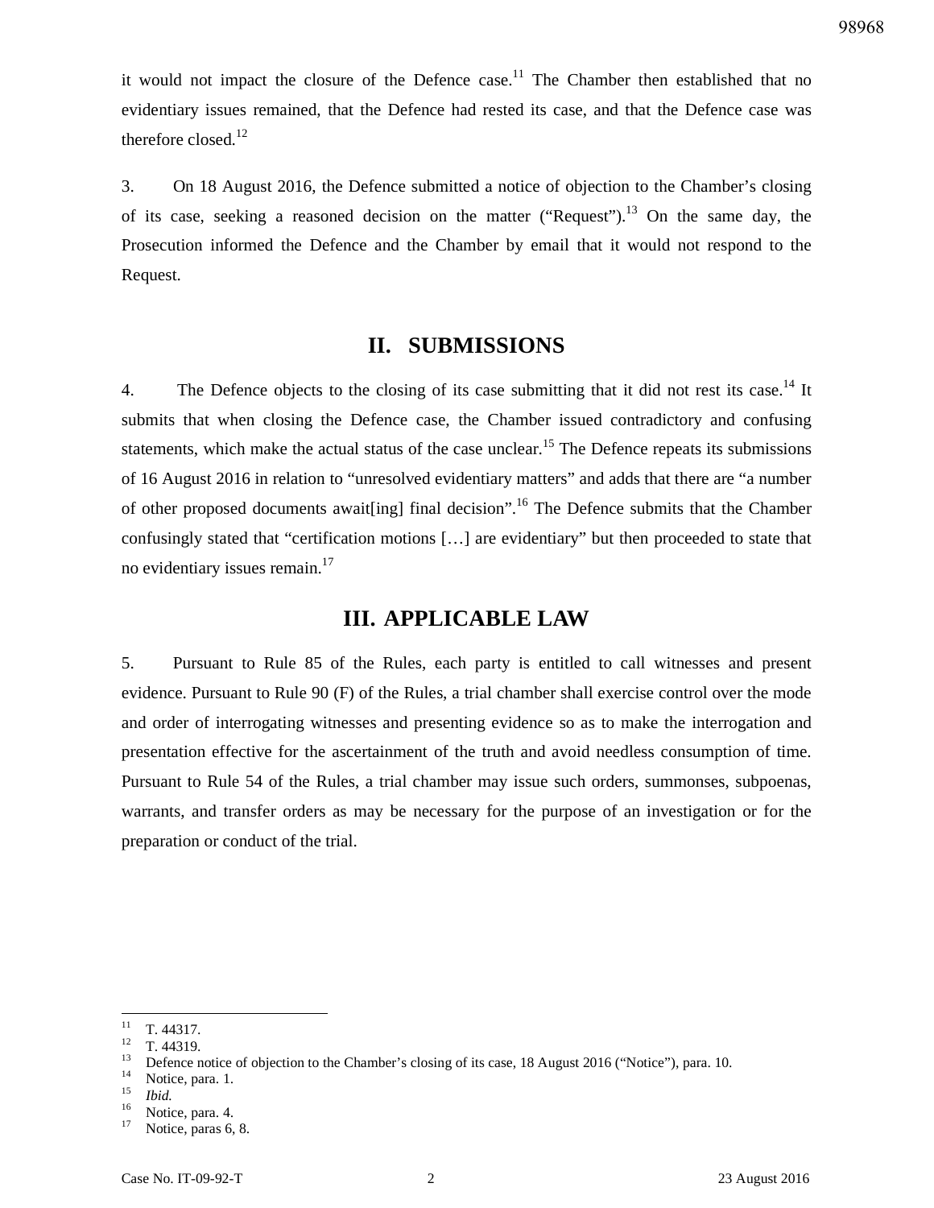it would not impact the closure of the Defence case.[11] The Chamber then established that no evidentiary issues remained, that the Defence had rested its case, and that the Defence case was therefore closed.[12]

3. On 18 August 2016, the Defence submitted a notice of objection to the Chamber's closing of its case, seeking a reasoned decision on the matter ("Request").[13] On the same day, the Prosecution informed the Defence and the Chamber by email that it would not respond to the Request.

## II. SUBMISSIONS

4. The Defence objects to the closing of its case submitting that it did not rest its case.[14] It submits that when closing the Defence case, the Chamber issued contradictory and confusing statements, which make the actual status of the case unclear.[15] The Defence repeats its submissions of 16 August 2016 in relation to "unresolved evidentiary matters" and adds that there are "a number of other proposed documents await[ing] final decision".[16] The Defence submits that the Chamber confusingly stated that "certification motions […] are evidentiary" but then proceeded to state that no evidentiary issues remain.[17]

## III. APPLICABLE LAW

5. Pursuant to Rule 85 of the Rules, each party is entitled to call witnesses and present evidence. Pursuant to Rule 90 (F) of the Rules, a trial chamber shall exercise control over the mode and order of interrogating witnesses and presenting evidence so as to make the interrogation and presentation effective for the ascertainment of the truth and avoid needless consumption of time. Pursuant to Rule 54 of the Rules, a trial chamber may issue such orders, summonses, subpoenas, warrants, and transfer orders as may be necessary for the purpose of an investigation or for the preparation or conduct of the trial.

---

[11] T. 44317.
[12] T. 44319.
[13] Defence notice of objection to the Chamber's closing of its case, 18 August 2016 ("Notice"), para. 10.
[14] Notice, para. 1.
[15] *Ibid.*
[16] Notice, para. 4.
[17] Notice, paras 6, 8.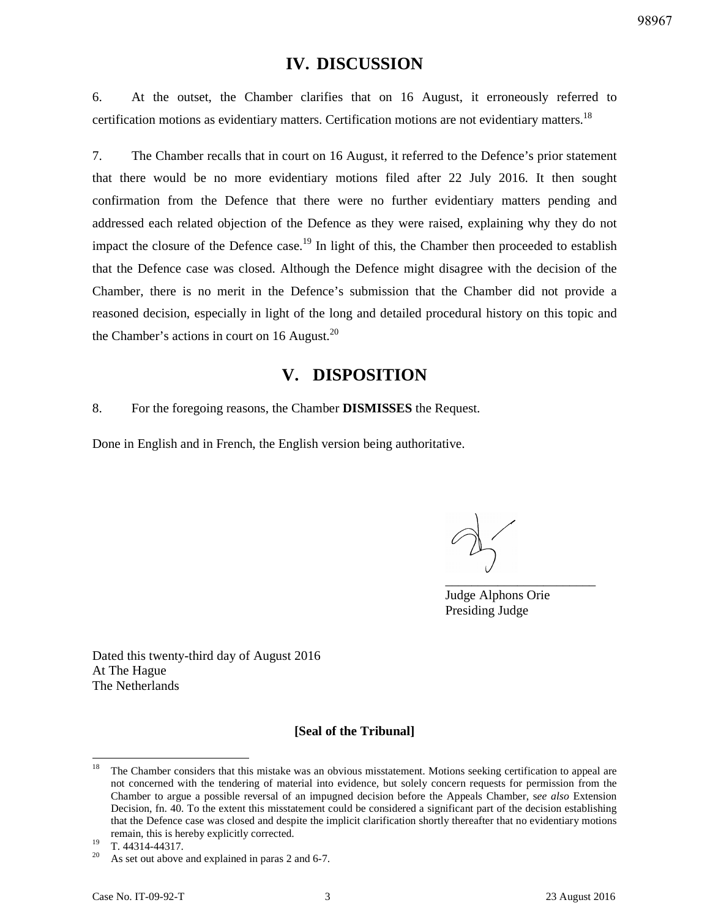# IV. DISCUSSION

6. At the outset, the Chamber clarifies that on 16 August, it erroneously referred to certification motions as evidentiary matters. Certification motions are not evidentiary matters.[18]

7. The Chamber recalls that in court on 16 August, it referred to the Defence's prior statement that there would be no more evidentiary motions filed after 22 July 2016. It then sought confirmation from the Defence that there were no further evidentiary matters pending and addressed each related objection of the Defence as they were raised, explaining why they do not impact the closure of the Defence case.[19] In light of this, the Chamber then proceeded to establish that the Defence case was closed. Although the Defence might disagree with the decision of the Chamber, there is no merit in the Defence's submission that the Chamber did not provide a reasoned decision, especially in light of the long and detailed procedural history on this topic and the Chamber's actions in court on 16 August.[20]

# V. DISPOSITION

8. For the foregoing reasons, the Chamber **DISMISSES** the Request.

Done in English and in French, the English version being authoritative.

\_\_\_\_\_\_\_\_\_\_\_\_\_\_\_\_\_\_\_\_\_\_\_
Judge Alphons Orie
Presiding Judge

Dated this twenty-third day of August 2016
At The Hague
The Netherlands

**[Seal of the Tribunal]**

---

[18] The Chamber considers that this mistake was an obvious misstatement. Motions seeking certification to appeal are not concerned with the tendering of material into evidence, but solely concern requests for permission from the Chamber to argue a possible reversal of an impugned decision before the Appeals Chamber, s*ee also* Extension Decision, fn. 40. To the extent this misstatement could be considered a significant part of the decision establishing that the Defence case was closed and despite the implicit clarification shortly thereafter that no evidentiary motions remain, this is hereby explicitly corrected.

[19] T. 44314-44317.

[20] As set out above and explained in paras 2 and 6-7.